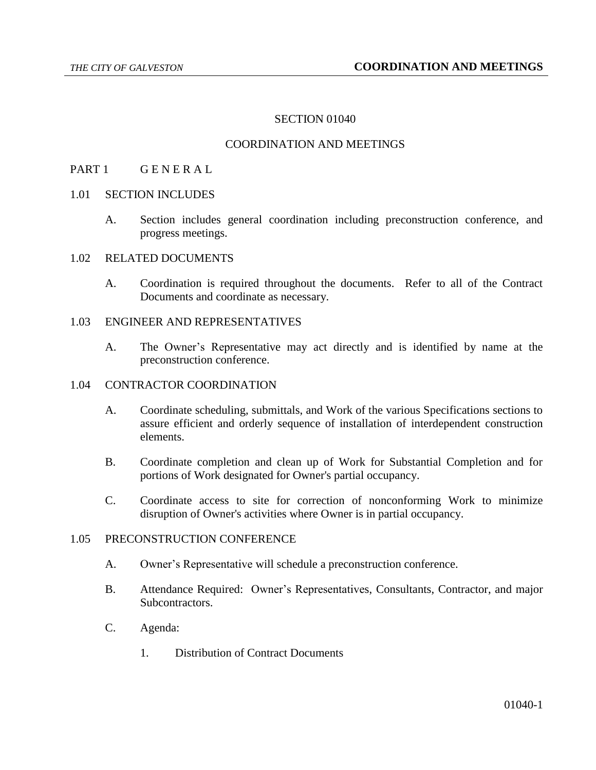# SECTION 01040

# COORDINATION AND MEETINGS

## PART 1 G E N E R A L

### 1.01 SECTION INCLUDES

A. Section includes general coordination including preconstruction conference, and progress meetings.

### 1.02 RELATED DOCUMENTS

A. Coordination is required throughout the documents. Refer to all of the Contract Documents and coordinate as necessary.

### 1.03 ENGINEER AND REPRESENTATIVES

A. The Owner's Representative may act directly and is identified by name at the preconstruction conference.

### 1.04 CONTRACTOR COORDINATION

A. Coordinate scheduling, submittals, and Work of the various Specifications sections to assure efficient and orderly sequence of installation of interdependent construction elements.

B. Coordinate completion and clean up of Work for Substantial Completion and for portions of Work designated for Owner's partial occupancy.

C. Coordinate access to site for correction of nonconforming Work to minimize disruption of Owner's activities where Owner is in partial occupancy.

### 1.05 PRECONSTRUCTION CONFERENCE

A. Owner's Representative will schedule a preconstruction conference.

B. Attendance Required: Owner's Representatives, Consultants, Contractor, and major Subcontractors.

C. Agenda:

1. Distribution of Contract Documents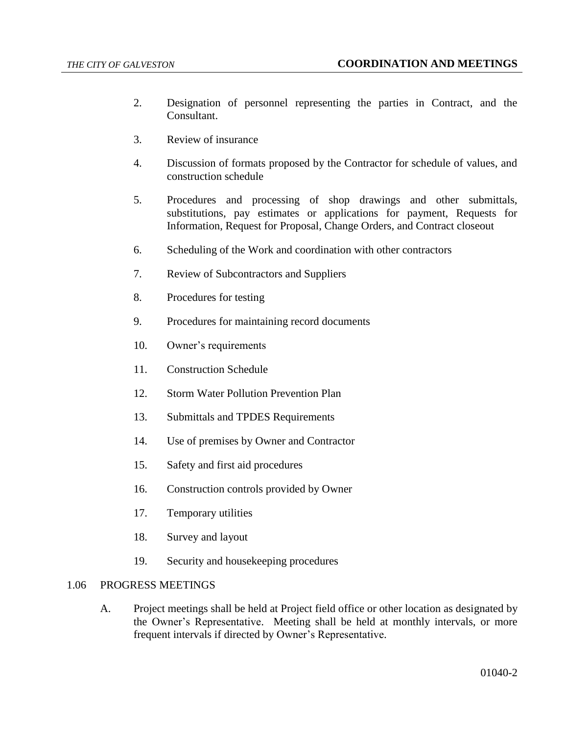2. Designation of personnel representing the parties in Contract, and the Consultant.

3. Review of insurance

4. Discussion of formats proposed by the Contractor for schedule of values, and construction schedule

5. Procedures and processing of shop drawings and other submittals, substitutions, pay estimates or applications for payment, Requests for Information, Request for Proposal, Change Orders, and Contract closeout

6. Scheduling of the Work and coordination with other contractors

7. Review of Subcontractors and Suppliers

8. Procedures for testing

9. Procedures for maintaining record documents

10. Owner's requirements

11. Construction Schedule

12. Storm Water Pollution Prevention Plan

13. Submittals and TPDES Requirements

14. Use of premises by Owner and Contractor

15. Safety and first aid procedures

16. Construction controls provided by Owner

17. Temporary utilities

18. Survey and layout

19. Security and housekeeping procedures

## 1.06 PROGRESS MEETINGS

A. Project meetings shall be held at Project field office or other location as designated by the Owner's Representative. Meeting shall be held at monthly intervals, or more frequent intervals if directed by Owner's Representative.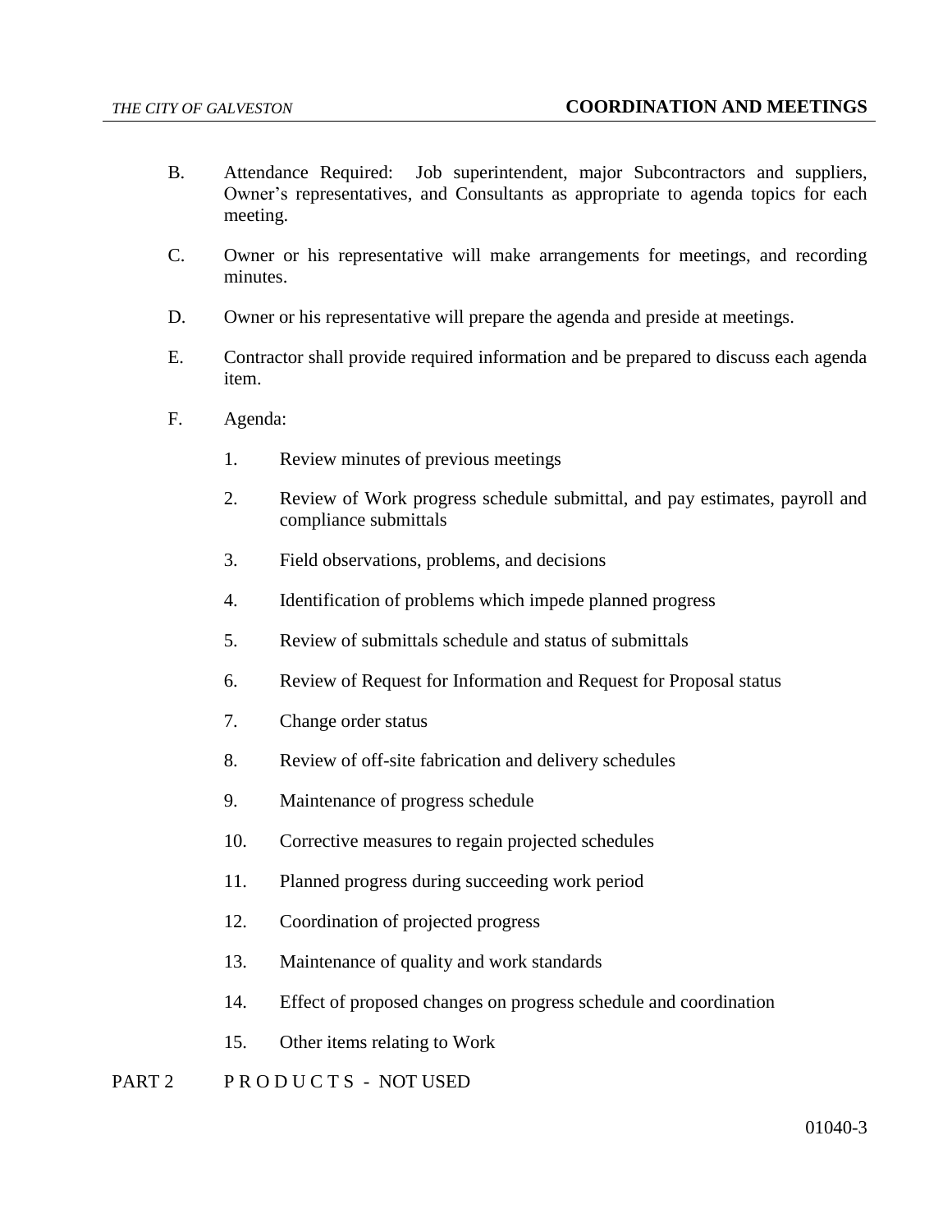B. Attendance Required: Job superintendent, major Subcontractors and suppliers, Owner's representatives, and Consultants as appropriate to agenda topics for each meeting.

C. Owner or his representative will make arrangements for meetings, and recording minutes.

D. Owner or his representative will prepare the agenda and preside at meetings.

E. Contractor shall provide required information and be prepared to discuss each agenda item.

F. Agenda:

1. Review minutes of previous meetings
2. Review of Work progress schedule submittal, and pay estimates, payroll and compliance submittals
3. Field observations, problems, and decisions
4. Identification of problems which impede planned progress
5. Review of submittals schedule and status of submittals
6. Review of Request for Information and Request for Proposal status
7. Change order status
8. Review of off-site fabrication and delivery schedules
9. Maintenance of progress schedule
10. Corrective measures to regain projected schedules
11. Planned progress during succeeding work period
12. Coordination of projected progress
13. Maintenance of quality and work standards
14. Effect of proposed changes on progress schedule and coordination
15. Other items relating to Work

## PART 2 P R O D U C T S - NOT USED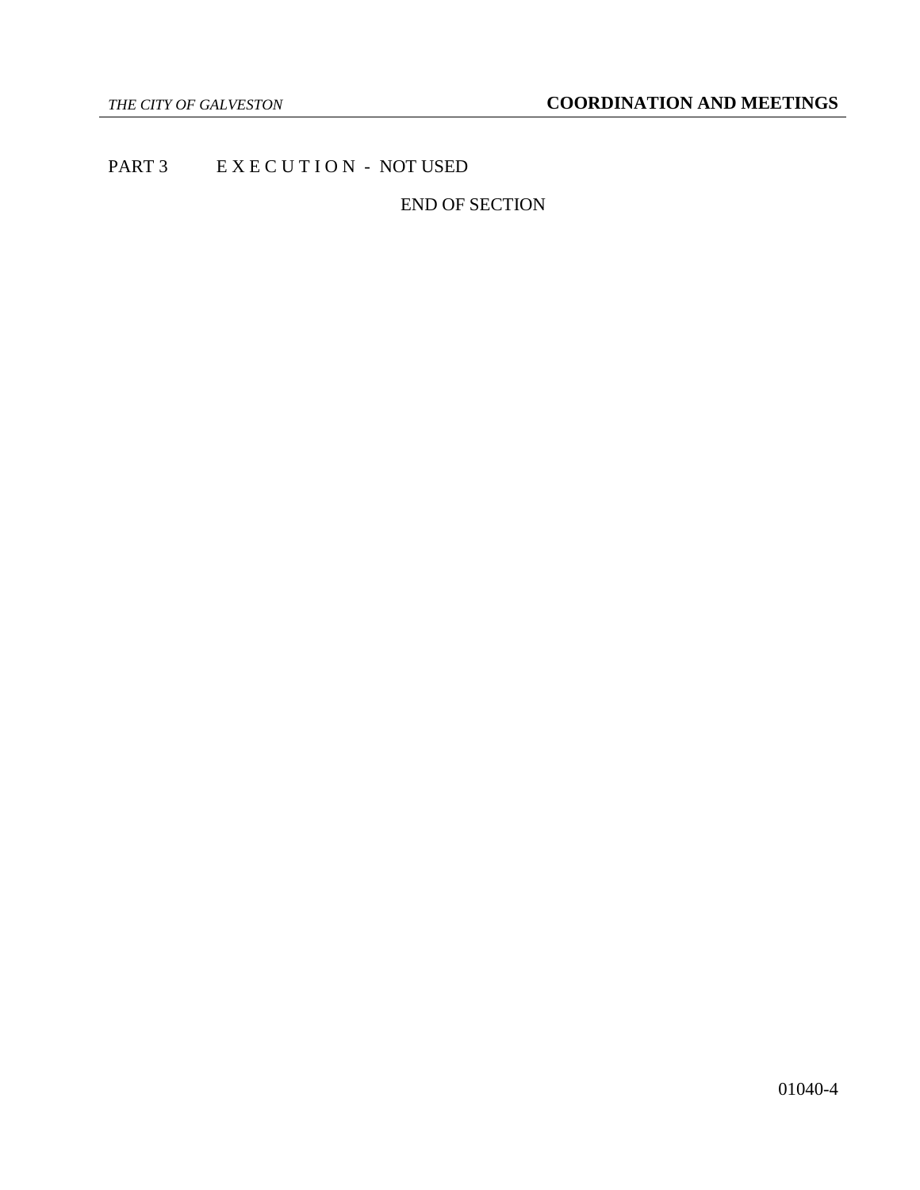## PART 3 E X E C U T I O N - NOT USED

END OF SECTION